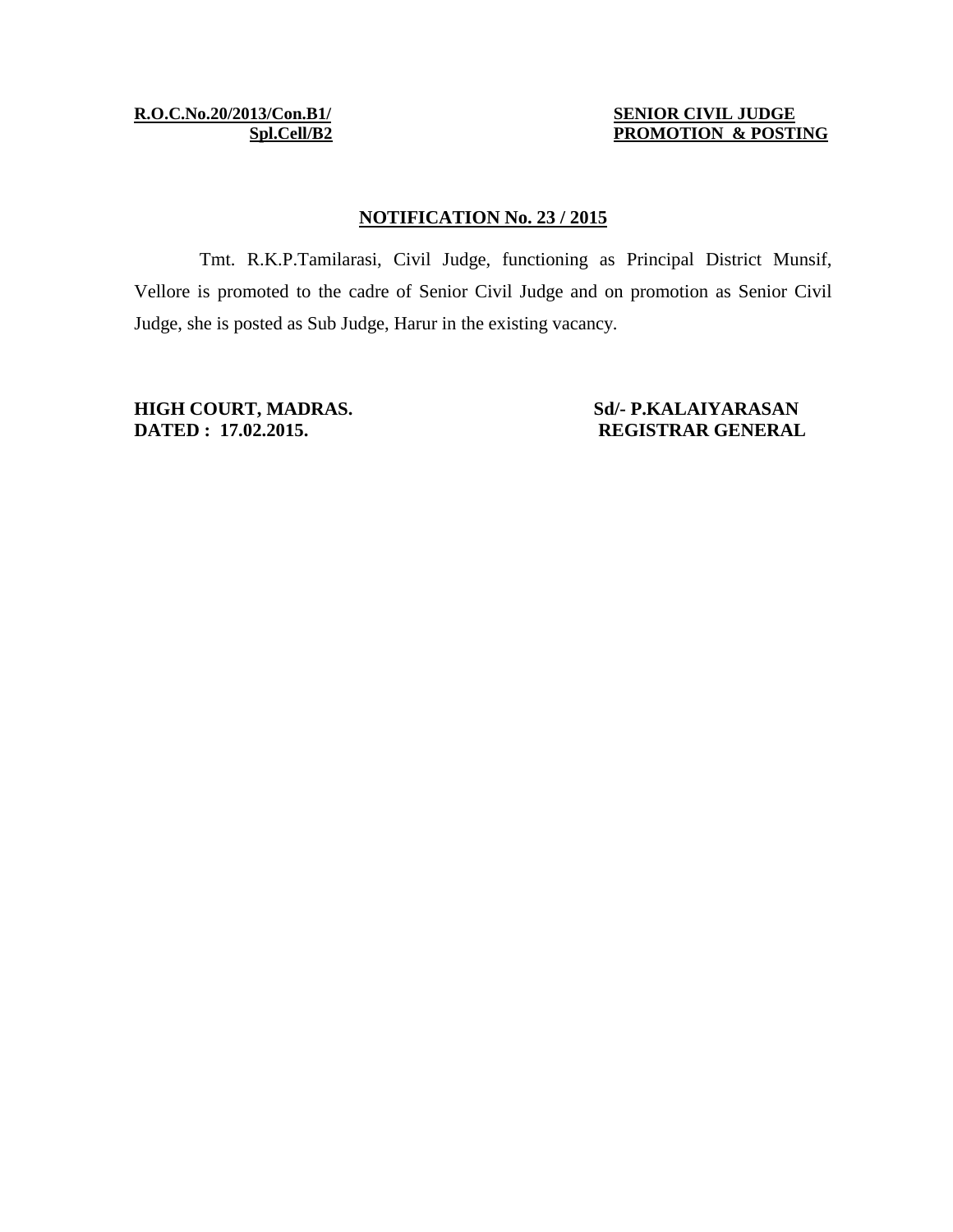**R.O.C.No.20/2013/Con.B1/ Spl.Cell/B2**

**SENIOR CIVIL JUDGE PROMOTION & POSTING**

## NOTIFICATION No. 23 / 2015

Tmt. R.K.P.Tamilarasi, Civil Judge, functioning as Principal District Munsif, Vellore is promoted to the cadre of Senior Civil Judge and on promotion as Senior Civil Judge, she is posted as Sub Judge, Harur in the existing vacancy.

**HIGH COURT, MADRAS.**
**DATED : 17.02.2015.**

**Sd/- P.KALAIYARASAN**
**REGISTRAR GENERAL**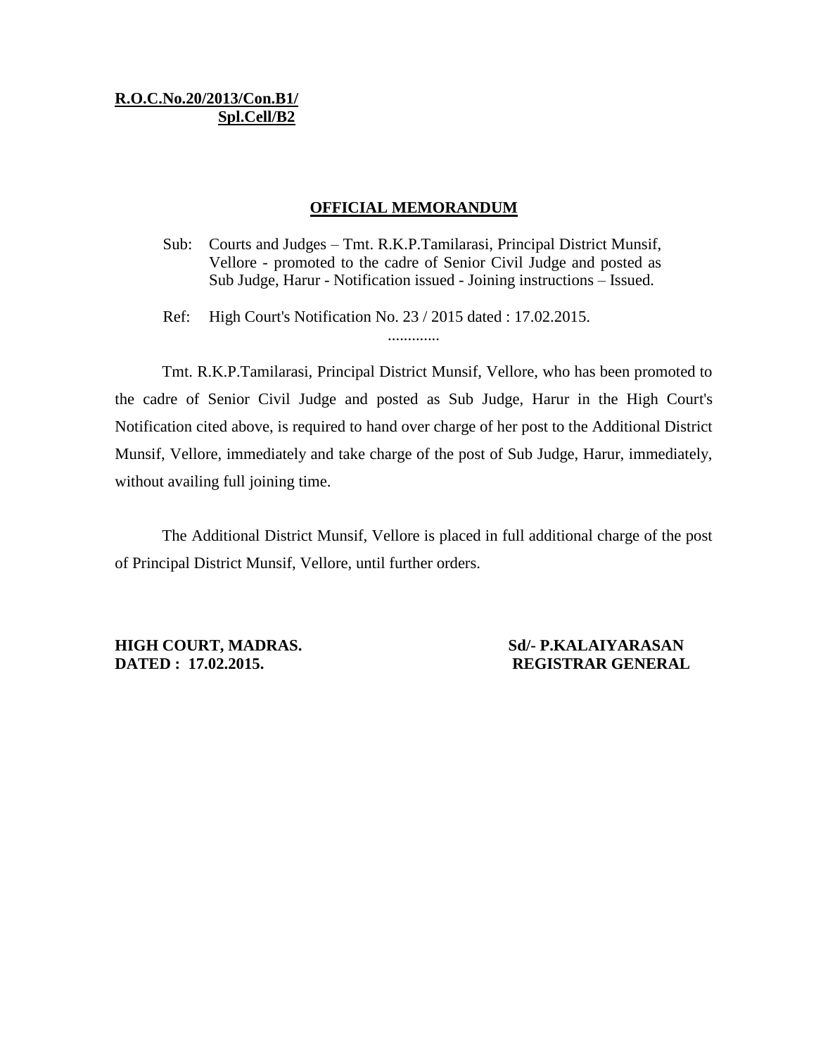**R.O.C.No.20/2013/Con.B1/**
**Spl.Cell/B2**

## OFFICIAL MEMORANDUM

Sub: Courts and Judges – Tmt. R.K.P.Tamilarasi, Principal District Munsif, Vellore - promoted to the cadre of Senior Civil Judge and posted as Sub Judge, Harur - Notification issued - Joining instructions – Issued.

Ref: High Court's Notification No. 23 / 2015 dated : 17.02.2015.

.............

Tmt. R.K.P.Tamilarasi, Principal District Munsif, Vellore, who has been promoted to the cadre of Senior Civil Judge and posted as Sub Judge, Harur in the High Court's Notification cited above, is required to hand over charge of her post to the Additional District Munsif, Vellore, immediately and take charge of the post of Sub Judge, Harur, immediately, without availing full joining time.

The Additional District Munsif, Vellore is placed in full additional charge of the post of Principal District Munsif, Vellore, until further orders.

**HIGH COURT, MADRAS.**
**DATED : 17.02.2015.**

**Sd/- P.KALAIYARASAN**
**REGISTRAR GENERAL**